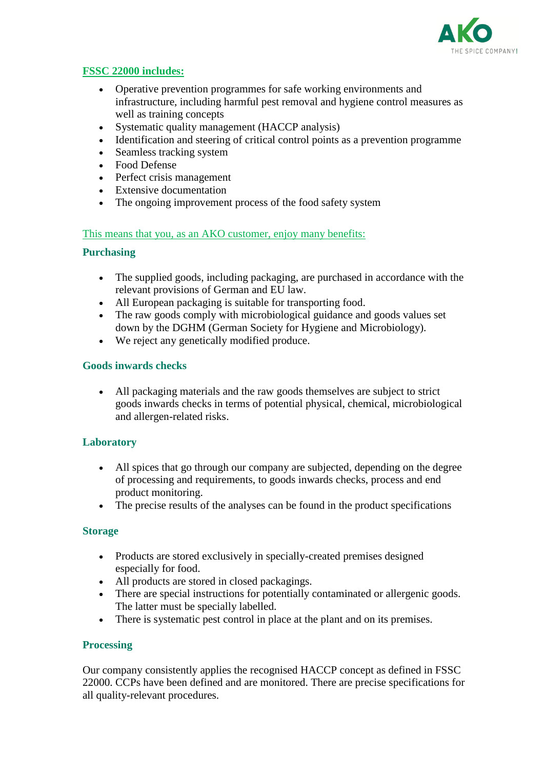## FSSC 22000 includes:

- Operative prevention programmes for safe working environments and infrastructure, including harmful pest removal and hygiene control measures as well as training concepts
- Systematic quality management (HACCP analysis)
- Identification and steering of critical control points as a prevention programme
- Seamless tracking system
- Food Defense
- Perfect crisis management
- Extensive documentation
- The ongoing improvement process of the food safety system

This means that you, as an AKO customer, enjoy many benefits:

### Purchasing

- The supplied goods, including packaging, are purchased in accordance with the relevant provisions of German and EU law.
- All European packaging is suitable for transporting food.
- The raw goods comply with microbiological guidance and goods values set down by the DGHM (German Society for Hygiene and Microbiology).
- We reject any genetically modified produce.

### Goods inwards checks

- All packaging materials and the raw goods themselves are subject to strict goods inwards checks in terms of potential physical, chemical, microbiological and allergen-related risks.

### Laboratory

- All spices that go through our company are subjected, depending on the degree of processing and requirements, to goods inwards checks, process and end product monitoring.
- The precise results of the analyses can be found in the product specifications

### Storage

- Products are stored exclusively in specially-created premises designed especially for food.
- All products are stored in closed packagings.
- There are special instructions for potentially contaminated or allergenic goods. The latter must be specially labelled.
- There is systematic pest control in place at the plant and on its premises.

### Processing

Our company consistently applies the recognised HACCP concept as defined in FSSC 22000. CCPs have been defined and are monitored. There are precise specifications for all quality-relevant procedures.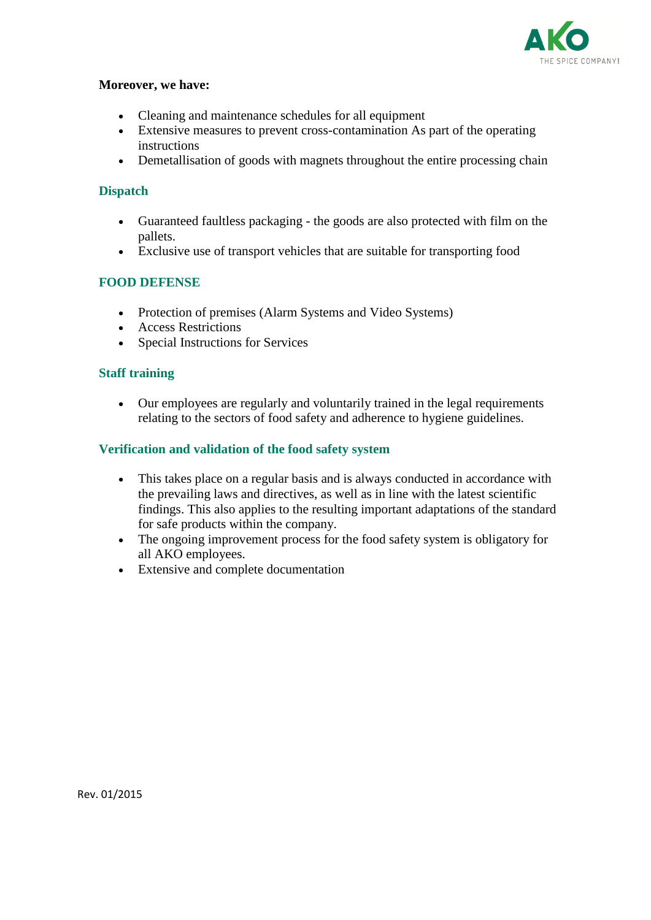**Moreover, we have:**

- Cleaning and maintenance schedules for all equipment
- Extensive measures to prevent cross-contamination As part of the operating instructions
- Demetallisation of goods with magnets throughout the entire processing chain

## Dispatch

- Guaranteed faultless packaging - the goods are also protected with film on the pallets.
- Exclusive use of transport vehicles that are suitable for transporting food

## FOOD DEFENSE

- Protection of premises (Alarm Systems and Video Systems)
- Access Restrictions
- Special Instructions for Services

## Staff training

- Our employees are regularly and voluntarily trained in the legal requirements relating to the sectors of food safety and adherence to hygiene guidelines.

## Verification and validation of the food safety system

- This takes place on a regular basis and is always conducted in accordance with the prevailing laws and directives, as well as in line with the latest scientific findings. This also applies to the resulting important adaptations of the standard for safe products within the company.
- The ongoing improvement process for the food safety system is obligatory for all AKO employees.
- Extensive and complete documentation

Rev. 01/2015